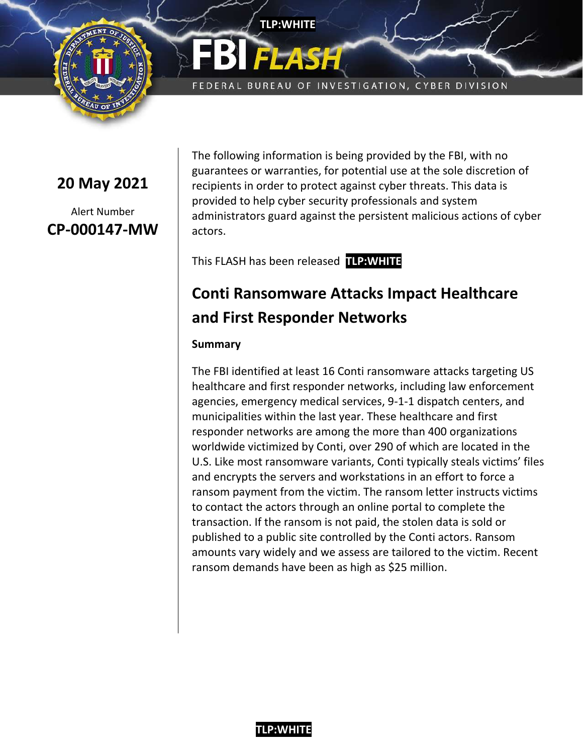TLP:WHITE

# FBI FLASH

FEDERAL BUREAU OF INVESTIGATION, CYBER DIVISION

**20 May 2021**

Alert Number

**CP-000147-MW**

The following information is being provided by the FBI, with no guarantees or warranties, for potential use at the sole discretion of recipients in order to protect against cyber threats. This data is provided to help cyber security professionals and system administrators guard against the persistent malicious actions of cyber actors.

This FLASH has been released **TLP:WHITE**

## Conti Ransomware Attacks Impact Healthcare and First Responder Networks

### Summary

The FBI identified at least 16 Conti ransomware attacks targeting US healthcare and first responder networks, including law enforcement agencies, emergency medical services, 9-1-1 dispatch centers, and municipalities within the last year. These healthcare and first responder networks are among the more than 400 organizations worldwide victimized by Conti, over 290 of which are located in the U.S. Like most ransomware variants, Conti typically steals victims' files and encrypts the servers and workstations in an effort to force a ransom payment from the victim. The ransom letter instructs victims to contact the actors through an online portal to complete the transaction. If the ransom is not paid, the stolen data is sold or published to a public site controlled by the Conti actors. Ransom amounts vary widely and we assess are tailored to the victim. Recent ransom demands have been as high as $25 million.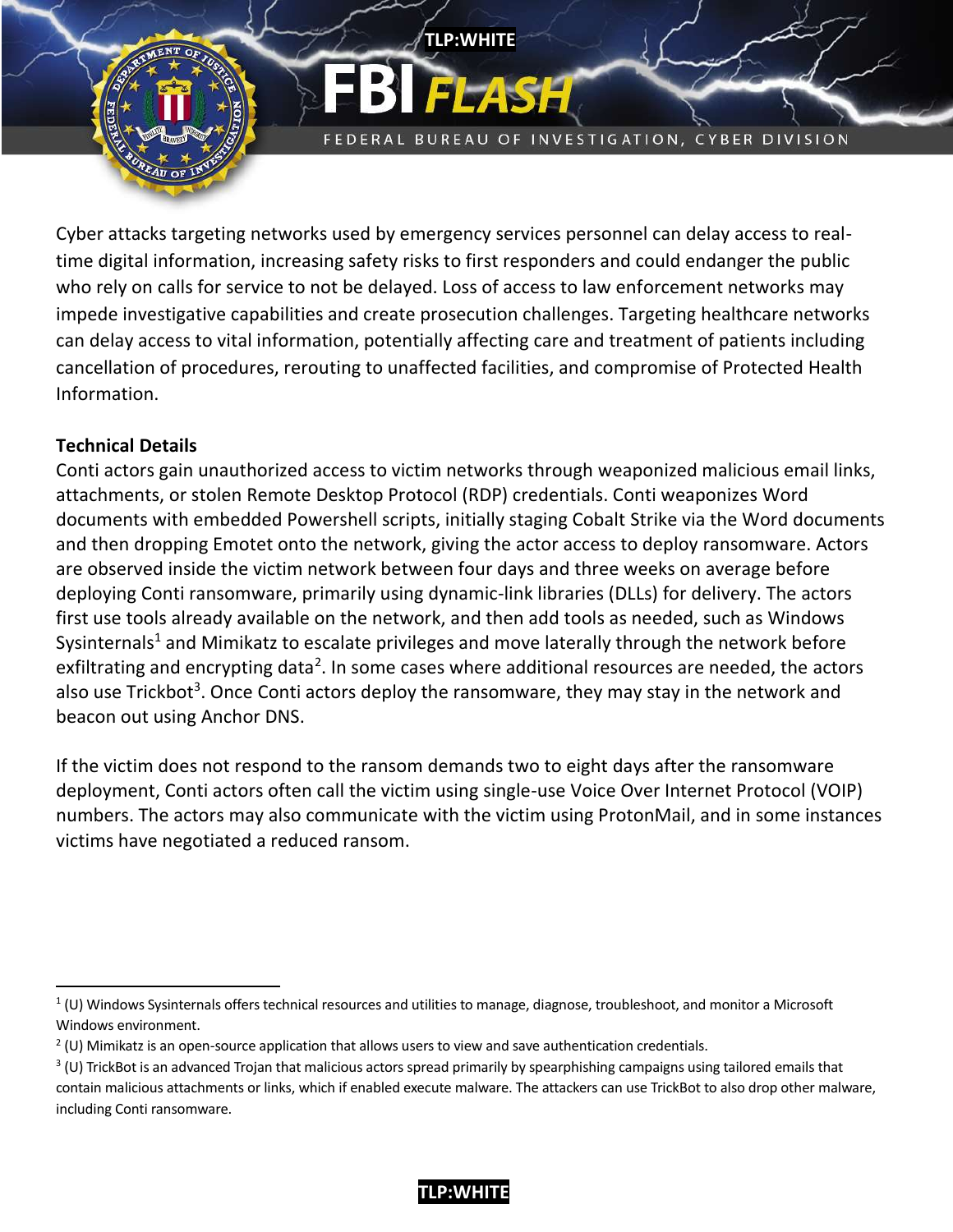Cyber attacks targeting networks used by emergency services personnel can delay access to real-time digital information, increasing safety risks to first responders and could endanger the public who rely on calls for service to not be delayed. Loss of access to law enforcement networks may impede investigative capabilities and create prosecution challenges. Targeting healthcare networks can delay access to vital information, potentially affecting care and treatment of patients including cancellation of procedures, rerouting to unaffected facilities, and compromise of Protected Health Information.

**Technical Details**

Conti actors gain unauthorized access to victim networks through weaponized malicious email links, attachments, or stolen Remote Desktop Protocol (RDP) credentials. Conti weaponizes Word documents with embedded Powershell scripts, initially staging Cobalt Strike via the Word documents and then dropping Emotet onto the network, giving the actor access to deploy ransomware. Actors are observed inside the victim network between four days and three weeks on average before deploying Conti ransomware, primarily using dynamic-link libraries (DLLs) for delivery. The actors first use tools already available on the network, and then add tools as needed, such as Windows Sysinternals[1] and Mimikatz to escalate privileges and move laterally through the network before exfiltrating and encrypting data[2]. In some cases where additional resources are needed, the actors also use Trickbot[3]. Once Conti actors deploy the ransomware, they may stay in the network and beacon out using Anchor DNS.

If the victim does not respond to the ransom demands two to eight days after the ransomware deployment, Conti actors often call the victim using single-use Voice Over Internet Protocol (VOIP) numbers. The actors may also communicate with the victim using ProtonMail, and in some instances victims have negotiated a reduced ransom.

---

[1] (U) Windows Sysinternals offers technical resources and utilities to manage, diagnose, troubleshoot, and monitor a Microsoft Windows environment.

[2] (U) Mimikatz is an open-source application that allows users to view and save authentication credentials.

[3] (U) TrickBot is an advanced Trojan that malicious actors spread primarily by spearphishing campaigns using tailored emails that contain malicious attachments or links, which if enabled execute malware. The attackers can use TrickBot to also drop other malware, including Conti ransomware.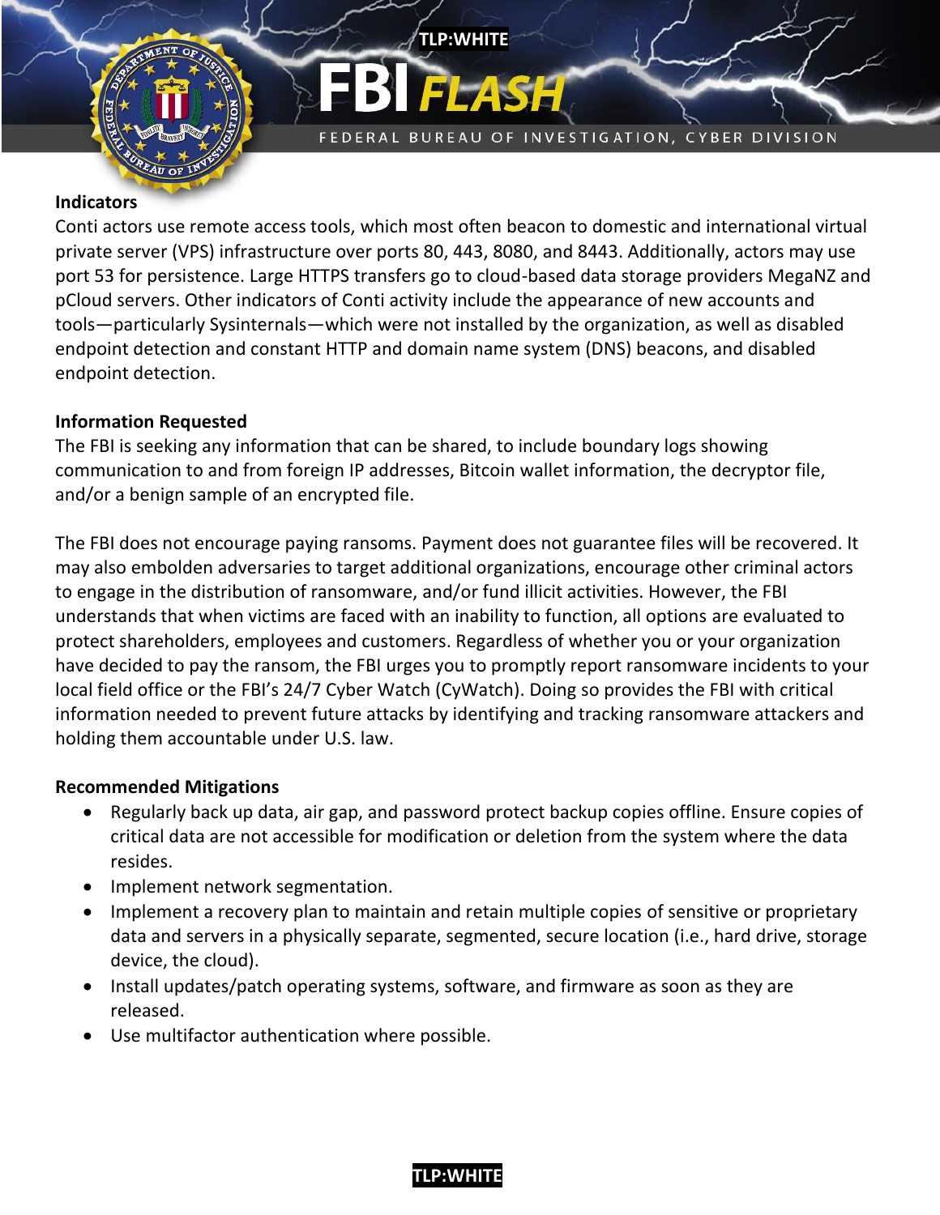## Indicators

Conti actors use remote access tools, which most often beacon to domestic and international virtual private server (VPS) infrastructure over ports 80, 443, 8080, and 8443. Additionally, actors may use port 53 for persistence. Large HTTPS transfers go to cloud-based data storage providers MegaNZ and pCloud servers. Other indicators of Conti activity include the appearance of new accounts and tools—particularly Sysinternals—which were not installed by the organization, as well as disabled endpoint detection and constant HTTP and domain name system (DNS) beacons, and disabled endpoint detection.

## Information Requested

The FBI is seeking any information that can be shared, to include boundary logs showing communication to and from foreign IP addresses, Bitcoin wallet information, the decryptor file, and/or a benign sample of an encrypted file.

The FBI does not encourage paying ransoms. Payment does not guarantee files will be recovered. It may also embolden adversaries to target additional organizations, encourage other criminal actors to engage in the distribution of ransomware, and/or fund illicit activities. However, the FBI understands that when victims are faced with an inability to function, all options are evaluated to protect shareholders, employees and customers. Regardless of whether you or your organization have decided to pay the ransom, the FBI urges you to promptly report ransomware incidents to your local field office or the FBI's 24/7 Cyber Watch (CyWatch). Doing so provides the FBI with critical information needed to prevent future attacks by identifying and tracking ransomware attackers and holding them accountable under U.S. law.

## Recommended Mitigations

- Regularly back up data, air gap, and password protect backup copies offline. Ensure copies of critical data are not accessible for modification or deletion from the system where the data resides.
- Implement network segmentation.
- Implement a recovery plan to maintain and retain multiple copies of sensitive or proprietary data and servers in a physically separate, segmented, secure location (i.e., hard drive, storage device, the cloud).
- Install updates/patch operating systems, software, and firmware as soon as they are released.
- Use multifactor authentication where possible.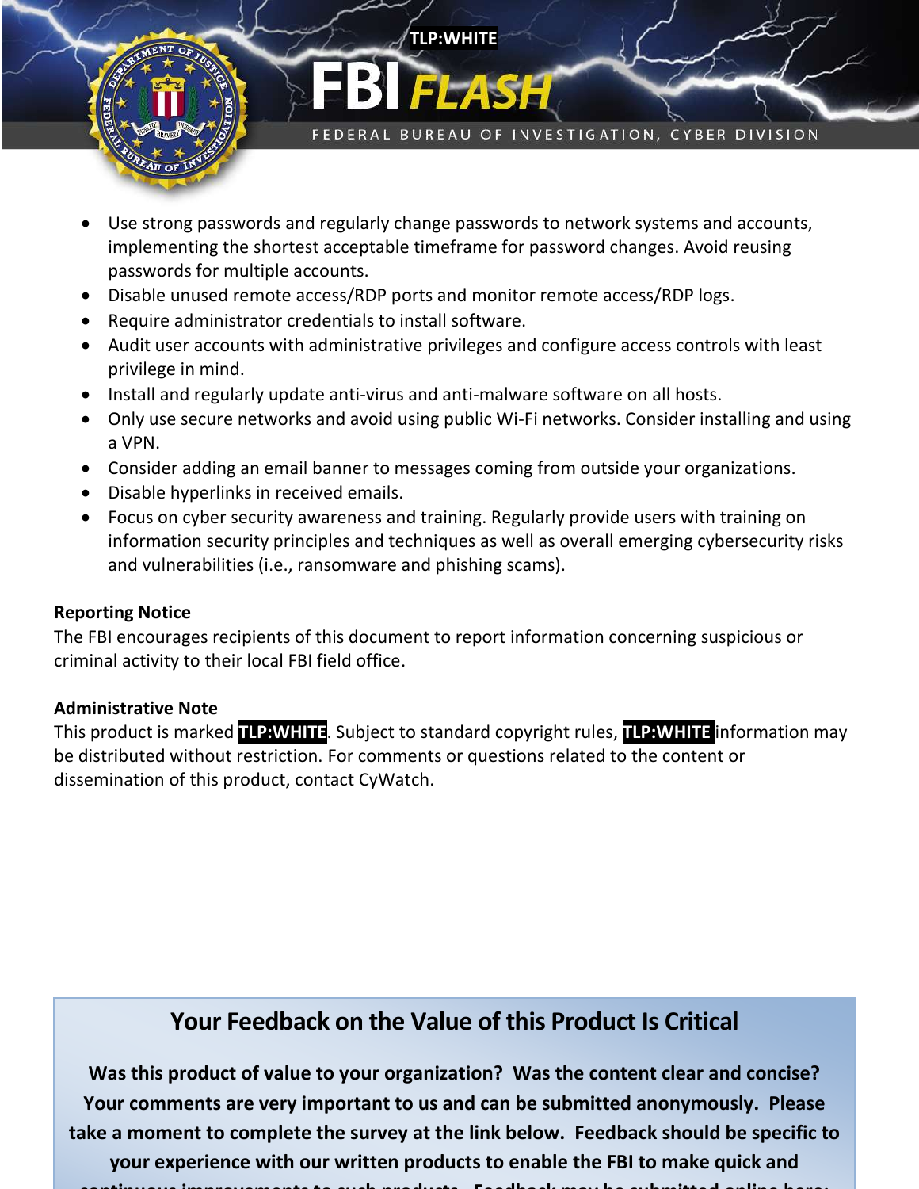- Use strong passwords and regularly change passwords to network systems and accounts, implementing the shortest acceptable timeframe for password changes. Avoid reusing passwords for multiple accounts.
- Disable unused remote access/RDP ports and monitor remote access/RDP logs.
- Require administrator credentials to install software.
- Audit user accounts with administrative privileges and configure access controls with least privilege in mind.
- Install and regularly update anti-virus and anti-malware software on all hosts.
- Only use secure networks and avoid using public Wi-Fi networks. Consider installing and using a VPN.
- Consider adding an email banner to messages coming from outside your organizations.
- Disable hyperlinks in received emails.
- Focus on cyber security awareness and training. Regularly provide users with training on information security principles and techniques as well as overall emerging cybersecurity risks and vulnerabilities (i.e., ransomware and phishing scams).

**Reporting Notice**

The FBI encourages recipients of this document to report information concerning suspicious or criminal activity to their local FBI field office.

**Administrative Note**

This product is marked **TLP:WHITE**. Subject to standard copyright rules, **TLP:WHITE** information may be distributed without restriction. For comments or questions related to the content or dissemination of this product, contact CyWatch.

## Your Feedback on the Value of this Product Is Critical

**Was this product of value to your organization? Was the content clear and concise? Your comments are very important to us and can be submitted anonymously. Please take a moment to complete the survey at the link below. Feedback should be specific to your experience with our written products to enable the FBI to make quick and**